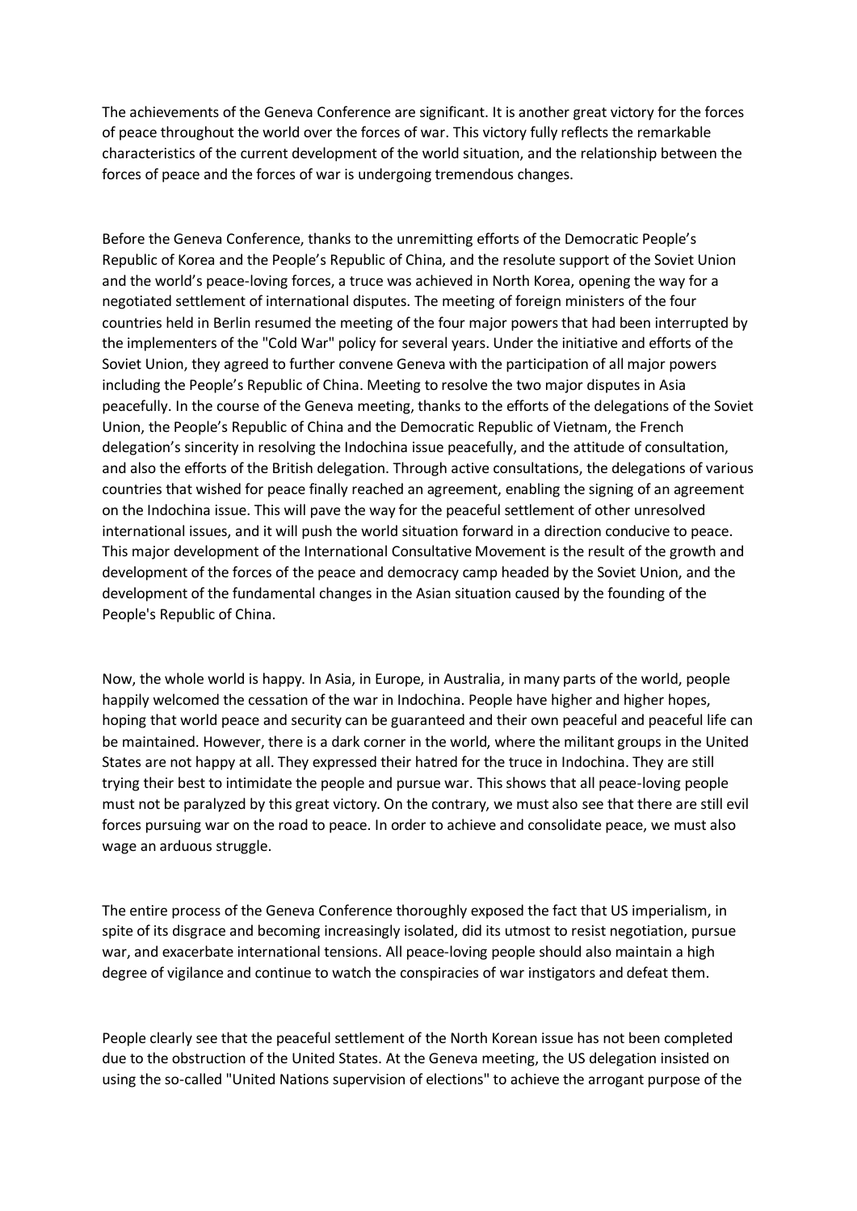The achievements of the Geneva Conference are significant. It is another great victory for the forces of peace throughout the world over the forces of war. This victory fully reflects the remarkable characteristics of the current development of the world situation, and the relationship between the forces of peace and the forces of war is undergoing tremendous changes.

Before the Geneva Conference, thanks to the unremitting efforts of the Democratic People's Republic of Korea and the People's Republic of China, and the resolute support of the Soviet Union and the world's peace-loving forces, a truce was achieved in North Korea, opening the way for a negotiated settlement of international disputes. The meeting of foreign ministers of the four countries held in Berlin resumed the meeting of the four major powers that had been interrupted by the implementers of the "Cold War" policy for several years. Under the initiative and efforts of the Soviet Union, they agreed to further convene Geneva with the participation of all major powers including the People's Republic of China. Meeting to resolve the two major disputes in Asia peacefully. In the course of the Geneva meeting, thanks to the efforts of the delegations of the Soviet Union, the People's Republic of China and the Democratic Republic of Vietnam, the French delegation's sincerity in resolving the Indochina issue peacefully, and the attitude of consultation, and also the efforts of the British delegation. Through active consultations, the delegations of various countries that wished for peace finally reached an agreement, enabling the signing of an agreement on the Indochina issue. This will pave the way for the peaceful settlement of other unresolved international issues, and it will push the world situation forward in a direction conducive to peace. This major development of the International Consultative Movement is the result of the growth and development of the forces of the peace and democracy camp headed by the Soviet Union, and the development of the fundamental changes in the Asian situation caused by the founding of the People's Republic of China.

Now, the whole world is happy. In Asia, in Europe, in Australia, in many parts of the world, people happily welcomed the cessation of the war in Indochina. People have higher and higher hopes, hoping that world peace and security can be guaranteed and their own peaceful and peaceful life can be maintained. However, there is a dark corner in the world, where the militant groups in the United States are not happy at all. They expressed their hatred for the truce in Indochina. They are still trying their best to intimidate the people and pursue war. This shows that all peace-loving people must not be paralyzed by this great victory. On the contrary, we must also see that there are still evil forces pursuing war on the road to peace. In order to achieve and consolidate peace, we must also wage an arduous struggle.

The entire process of the Geneva Conference thoroughly exposed the fact that US imperialism, in spite of its disgrace and becoming increasingly isolated, did its utmost to resist negotiation, pursue war, and exacerbate international tensions. All peace-loving people should also maintain a high degree of vigilance and continue to watch the conspiracies of war instigators and defeat them.

People clearly see that the peaceful settlement of the North Korean issue has not been completed due to the obstruction of the United States. At the Geneva meeting, the US delegation insisted on using the so-called "United Nations supervision of elections" to achieve the arrogant purpose of the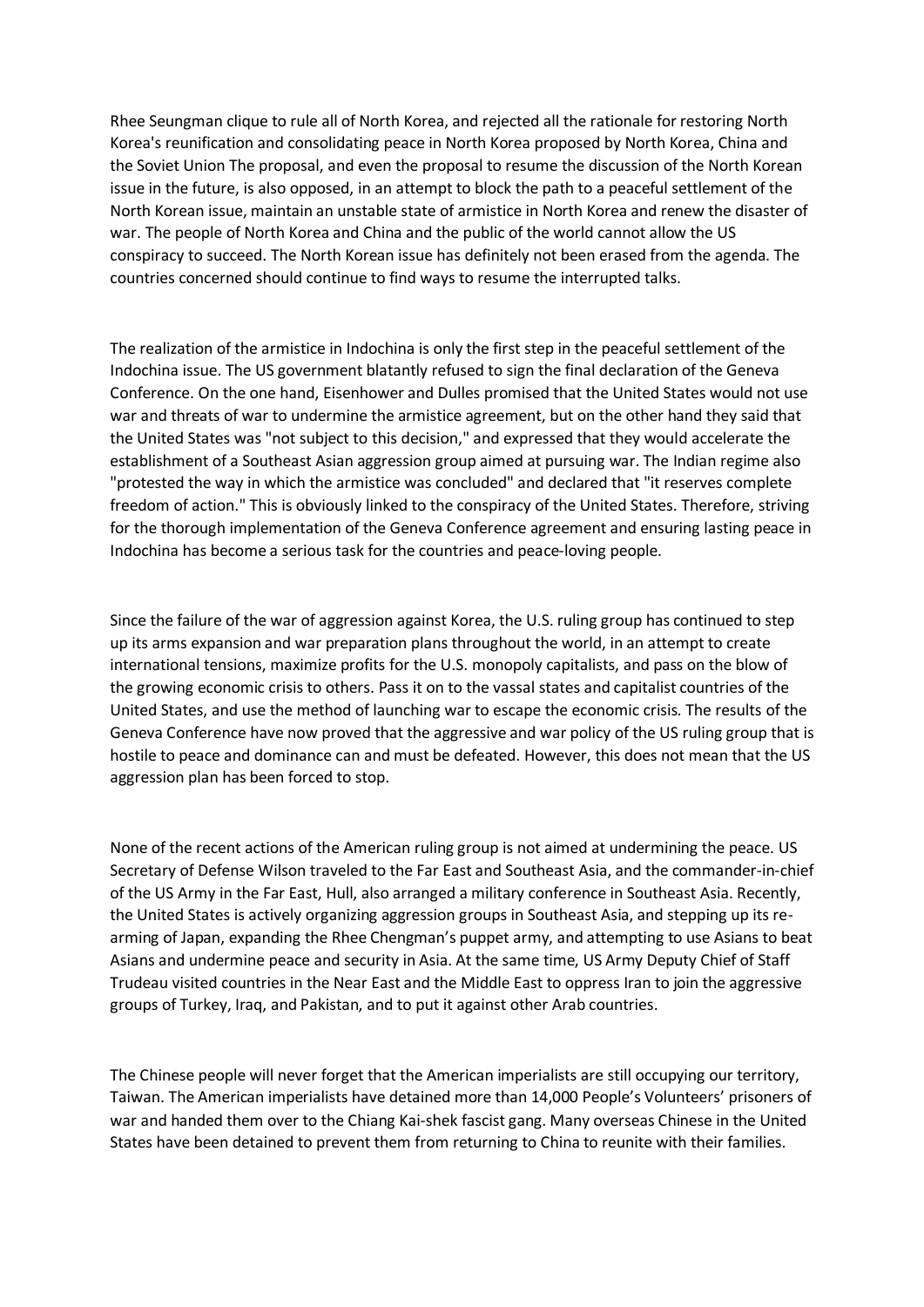Rhee Seungman clique to rule all of North Korea, and rejected all the rationale for restoring North Korea's reunification and consolidating peace in North Korea proposed by North Korea, China and the Soviet Union The proposal, and even the proposal to resume the discussion of the North Korean issue in the future, is also opposed, in an attempt to block the path to a peaceful settlement of the North Korean issue, maintain an unstable state of armistice in North Korea and renew the disaster of war. The people of North Korea and China and the public of the world cannot allow the US conspiracy to succeed. The North Korean issue has definitely not been erased from the agenda. The countries concerned should continue to find ways to resume the interrupted talks.

The realization of the armistice in Indochina is only the first step in the peaceful settlement of the Indochina issue. The US government blatantly refused to sign the final declaration of the Geneva Conference. On the one hand, Eisenhower and Dulles promised that the United States would not use war and threats of war to undermine the armistice agreement, but on the other hand they said that the United States was "not subject to this decision," and expressed that they would accelerate the establishment of a Southeast Asian aggression group aimed at pursuing war. The Indian regime also "protested the way in which the armistice was concluded" and declared that "it reserves complete freedom of action." This is obviously linked to the conspiracy of the United States. Therefore, striving for the thorough implementation of the Geneva Conference agreement and ensuring lasting peace in Indochina has become a serious task for the countries and peace-loving people.

Since the failure of the war of aggression against Korea, the U.S. ruling group has continued to step up its arms expansion and war preparation plans throughout the world, in an attempt to create international tensions, maximize profits for the U.S. monopoly capitalists, and pass on the blow of the growing economic crisis to others. Pass it on to the vassal states and capitalist countries of the United States, and use the method of launching war to escape the economic crisis. The results of the Geneva Conference have now proved that the aggressive and war policy of the US ruling group that is hostile to peace and dominance can and must be defeated. However, this does not mean that the US aggression plan has been forced to stop.

None of the recent actions of the American ruling group is not aimed at undermining the peace. US Secretary of Defense Wilson traveled to the Far East and Southeast Asia, and the commander-in-chief of the US Army in the Far East, Hull, also arranged a military conference in Southeast Asia. Recently, the United States is actively organizing aggression groups in Southeast Asia, and stepping up its re-arming of Japan, expanding the Rhee Chengman's puppet army, and attempting to use Asians to beat Asians and undermine peace and security in Asia. At the same time, US Army Deputy Chief of Staff Trudeau visited countries in the Near East and the Middle East to oppress Iran to join the aggressive groups of Turkey, Iraq, and Pakistan, and to put it against other Arab countries.

The Chinese people will never forget that the American imperialists are still occupying our territory, Taiwan. The American imperialists have detained more than 14,000 People's Volunteers' prisoners of war and handed them over to the Chiang Kai-shek fascist gang. Many overseas Chinese in the United States have been detained to prevent them from returning to China to reunite with their families.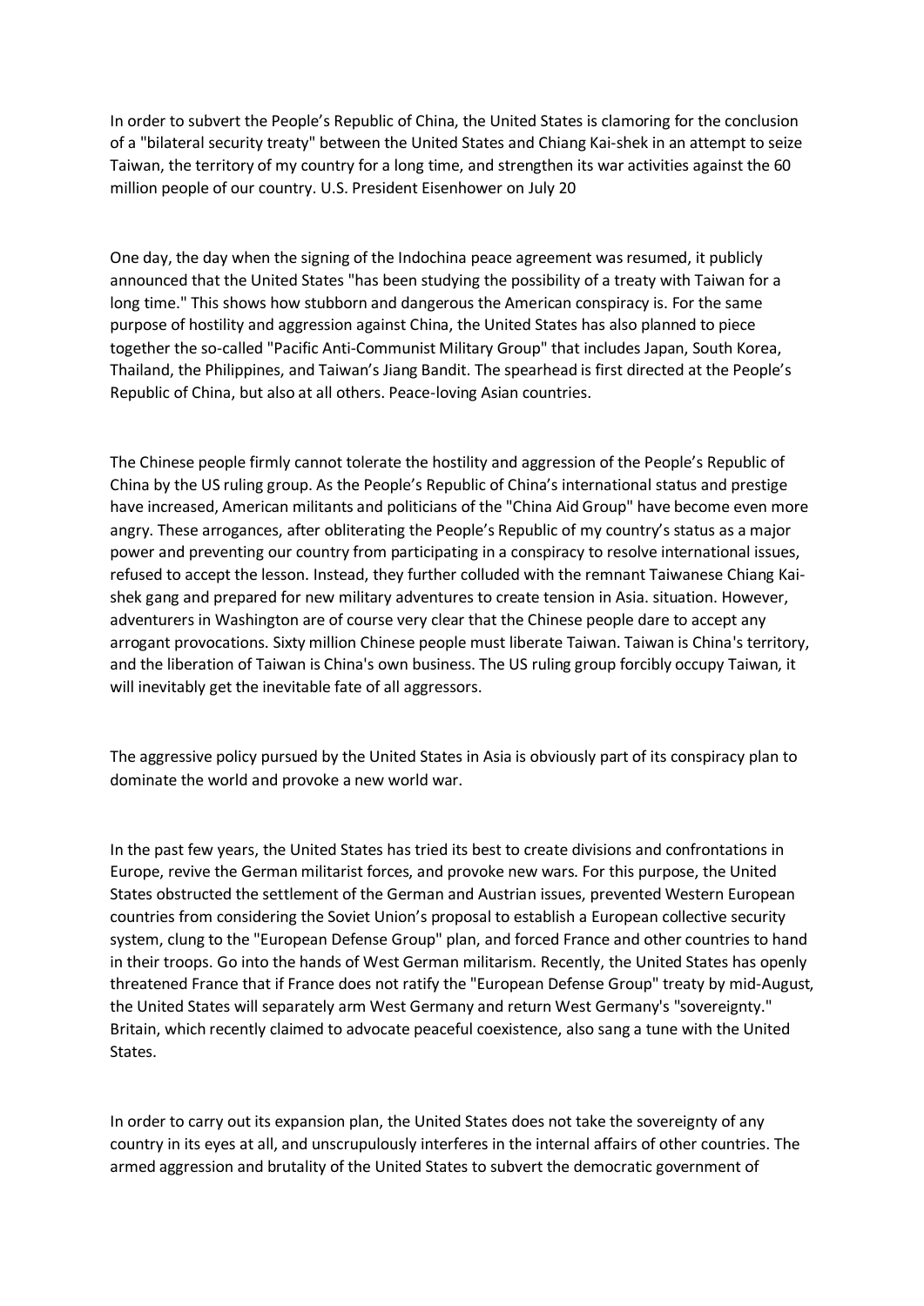In order to subvert the People's Republic of China, the United States is clamoring for the conclusion of a "bilateral security treaty" between the United States and Chiang Kai-shek in an attempt to seize Taiwan, the territory of my country for a long time, and strengthen its war activities against the 60 million people of our country. U.S. President Eisenhower on July 20

One day, the day when the signing of the Indochina peace agreement was resumed, it publicly announced that the United States "has been studying the possibility of a treaty with Taiwan for a long time." This shows how stubborn and dangerous the American conspiracy is. For the same purpose of hostility and aggression against China, the United States has also planned to piece together the so-called "Pacific Anti-Communist Military Group" that includes Japan, South Korea, Thailand, the Philippines, and Taiwan's Jiang Bandit. The spearhead is first directed at the People's Republic of China, but also at all others. Peace-loving Asian countries.

The Chinese people firmly cannot tolerate the hostility and aggression of the People's Republic of China by the US ruling group. As the People's Republic of China's international status and prestige have increased, American militants and politicians of the "China Aid Group" have become even more angry. These arrogances, after obliterating the People's Republic of my country's status as a major power and preventing our country from participating in a conspiracy to resolve international issues, refused to accept the lesson. Instead, they further colluded with the remnant Taiwanese Chiang Kai-shek gang and prepared for new military adventures to create tension in Asia. situation. However, adventurers in Washington are of course very clear that the Chinese people dare to accept any arrogant provocations. Sixty million Chinese people must liberate Taiwan. Taiwan is China's territory, and the liberation of Taiwan is China's own business. The US ruling group forcibly occupy Taiwan, it will inevitably get the inevitable fate of all aggressors.

The aggressive policy pursued by the United States in Asia is obviously part of its conspiracy plan to dominate the world and provoke a new world war.

In the past few years, the United States has tried its best to create divisions and confrontations in Europe, revive the German militarist forces, and provoke new wars. For this purpose, the United States obstructed the settlement of the German and Austrian issues, prevented Western European countries from considering the Soviet Union's proposal to establish a European collective security system, clung to the "European Defense Group" plan, and forced France and other countries to hand in their troops. Go into the hands of West German militarism. Recently, the United States has openly threatened France that if France does not ratify the "European Defense Group" treaty by mid-August, the United States will separately arm West Germany and return West Germany's "sovereignty." Britain, which recently claimed to advocate peaceful coexistence, also sang a tune with the United States.

In order to carry out its expansion plan, the United States does not take the sovereignty of any country in its eyes at all, and unscrupulously interferes in the internal affairs of other countries. The armed aggression and brutality of the United States to subvert the democratic government of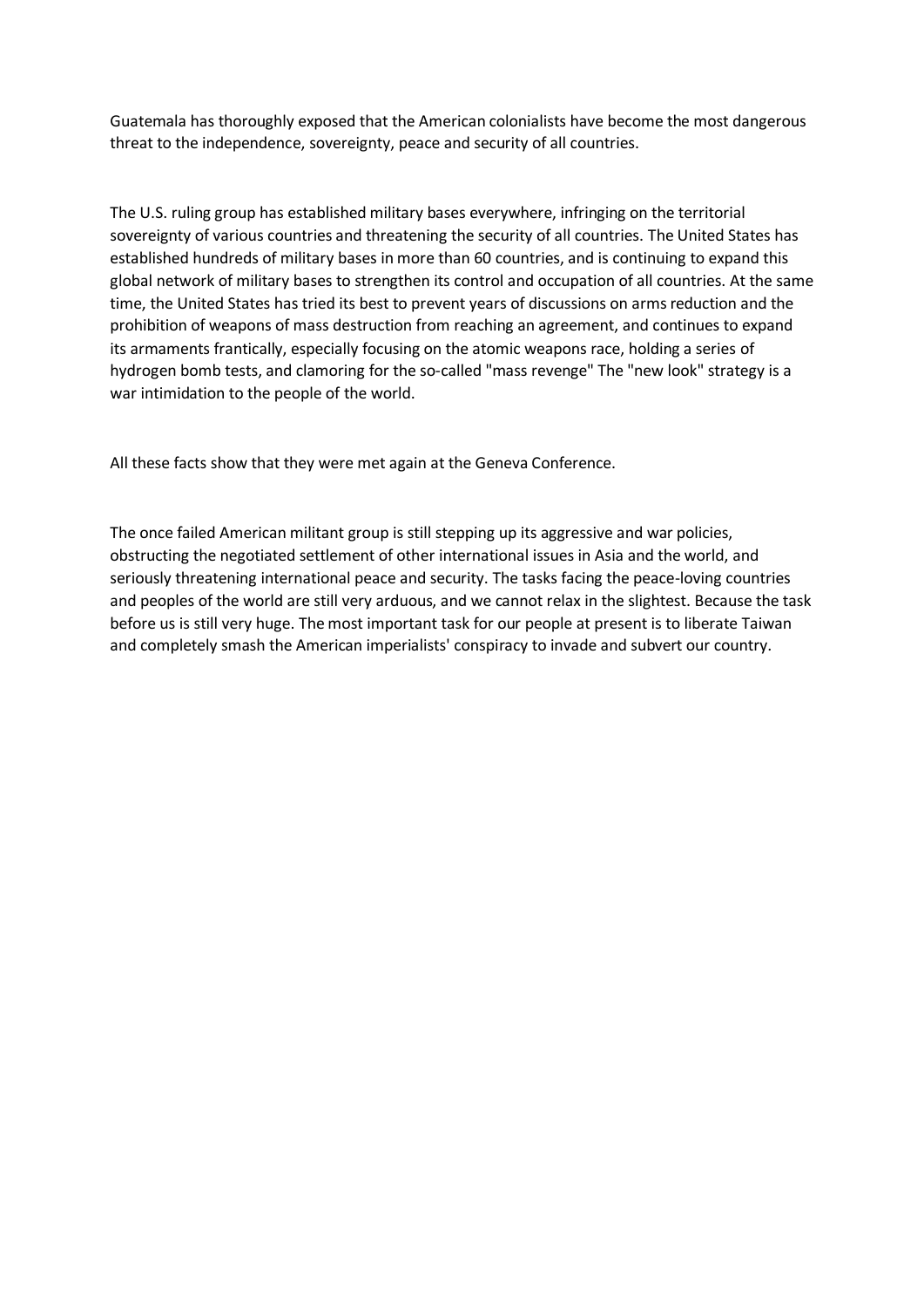Guatemala has thoroughly exposed that the American colonialists have become the most dangerous threat to the independence, sovereignty, peace and security of all countries.

The U.S. ruling group has established military bases everywhere, infringing on the territorial sovereignty of various countries and threatening the security of all countries. The United States has established hundreds of military bases in more than 60 countries, and is continuing to expand this global network of military bases to strengthen its control and occupation of all countries. At the same time, the United States has tried its best to prevent years of discussions on arms reduction and the prohibition of weapons of mass destruction from reaching an agreement, and continues to expand its armaments frantically, especially focusing on the atomic weapons race, holding a series of hydrogen bomb tests, and clamoring for the so-called "mass revenge" The "new look" strategy is a war intimidation to the people of the world.

All these facts show that they were met again at the Geneva Conference.

The once failed American militant group is still stepping up its aggressive and war policies, obstructing the negotiated settlement of other international issues in Asia and the world, and seriously threatening international peace and security. The tasks facing the peace-loving countries and peoples of the world are still very arduous, and we cannot relax in the slightest. Because the task before us is still very huge. The most important task for our people at present is to liberate Taiwan and completely smash the American imperialists' conspiracy to invade and subvert our country.